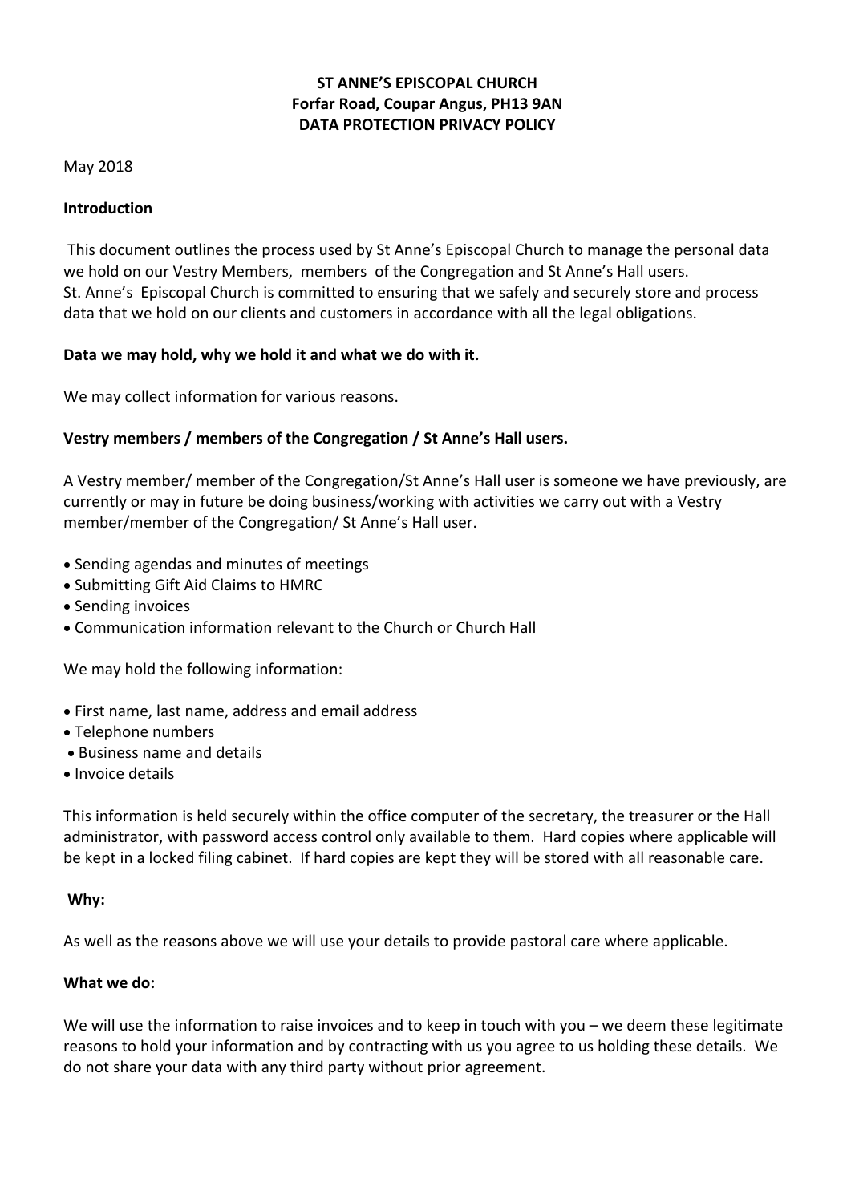**ST ANNE'S EPISCOPAL CHURCH**
**Forfar Road, Coupar Angus, PH13 9AN**
**DATA PROTECTION PRIVACY POLICY**

May 2018

**Introduction**

This document outlines the process used by St Anne's Episcopal Church to manage the personal data we hold on our Vestry Members, members of the Congregation and St Anne's Hall users. St. Anne's Episcopal Church is committed to ensuring that we safely and securely store and process data that we hold on our clients and customers in accordance with all the legal obligations.

**Data we may hold, why we hold it and what we do with it.**

We may collect information for various reasons.

**Vestry members / members of the Congregation / St Anne's Hall users.**

A Vestry member/ member of the Congregation/St Anne's Hall user is someone we have previously, are currently or may in future be doing business/working with activities we carry out with a Vestry member/member of the Congregation/ St Anne's Hall user.

- Sending agendas and minutes of meetings
- Submitting Gift Aid Claims to HMRC
- Sending invoices
- Communication information relevant to the Church or Church Hall

We may hold the following information:

- First name, last name, address and email address
- Telephone numbers
- Business name and details
- Invoice details

This information is held securely within the office computer of the secretary, the treasurer or the Hall administrator, with password access control only available to them. Hard copies where applicable will be kept in a locked filing cabinet. If hard copies are kept they will be stored with all reasonable care.

**Why:**

As well as the reasons above we will use your details to provide pastoral care where applicable.

**What we do:**

We will use the information to raise invoices and to keep in touch with you – we deem these legitimate reasons to hold your information and by contracting with us you agree to us holding these details. We do not share your data with any third party without prior agreement.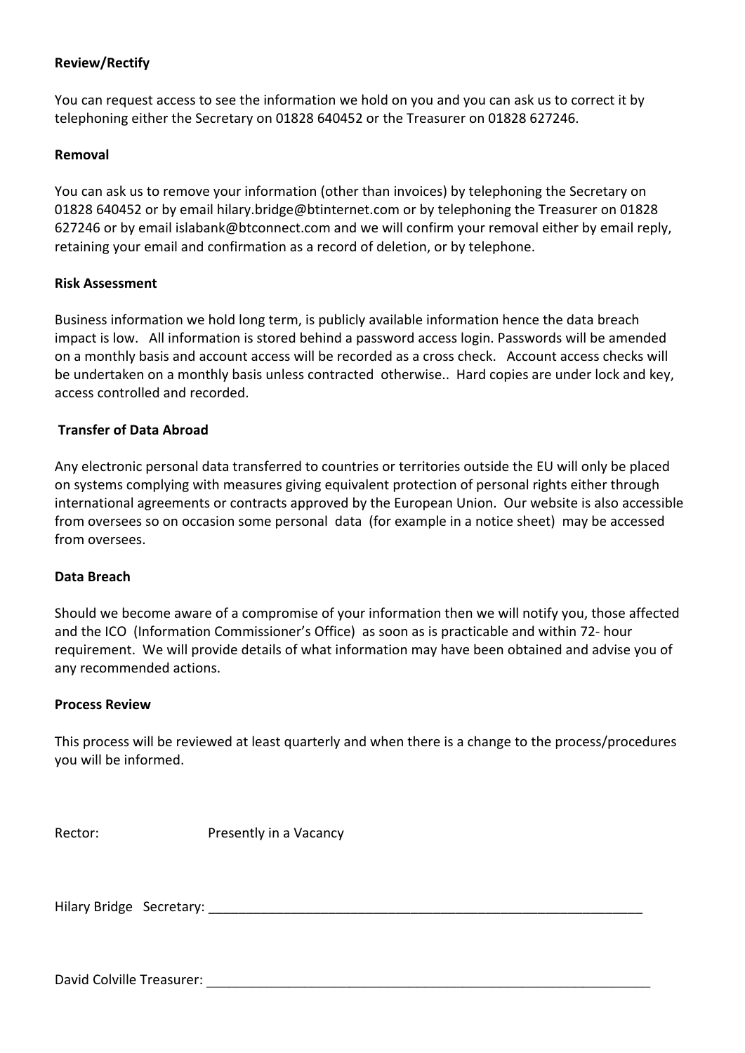**Review/Rectify**

You can request access to see the information we hold on you and you can ask us to correct it by telephoning either the Secretary on 01828 640452 or the Treasurer on 01828 627246.

**Removal**

You can ask us to remove your information (other than invoices) by telephoning the Secretary on 01828 640452 or by email hilary.bridge@btinternet.com or by telephoning the Treasurer on 01828 627246 or by email islabank@btconnect.com and we will confirm your removal either by email reply, retaining your email and confirmation as a record of deletion, or by telephone.

**Risk Assessment**

Business information we hold long term, is publicly available information hence the data breach impact is low. All information is stored behind a password access login. Passwords will be amended on a monthly basis and account access will be recorded as a cross check. Account access checks will be undertaken on a monthly basis unless contracted otherwise.. Hard copies are under lock and key, access controlled and recorded.

**Transfer of Data Abroad**

Any electronic personal data transferred to countries or territories outside the EU will only be placed on systems complying with measures giving equivalent protection of personal rights either through international agreements or contracts approved by the European Union. Our website is also accessible from oversees so on occasion some personal data (for example in a notice sheet) may be accessed from oversees.

**Data Breach**

Should we become aware of a compromise of your information then we will notify you, those affected and the ICO (Information Commissioner's Office) as soon as is practicable and within 72- hour requirement. We will provide details of what information may have been obtained and advise you of any recommended actions.

**Process Review**

This process will be reviewed at least quarterly and when there is a change to the process/procedures you will be informed.

Rector: Presently in a Vacancy

Hilary Bridge Secretary: ____________________________________________________________

David Colville Treasurer: ____________________________________________________________